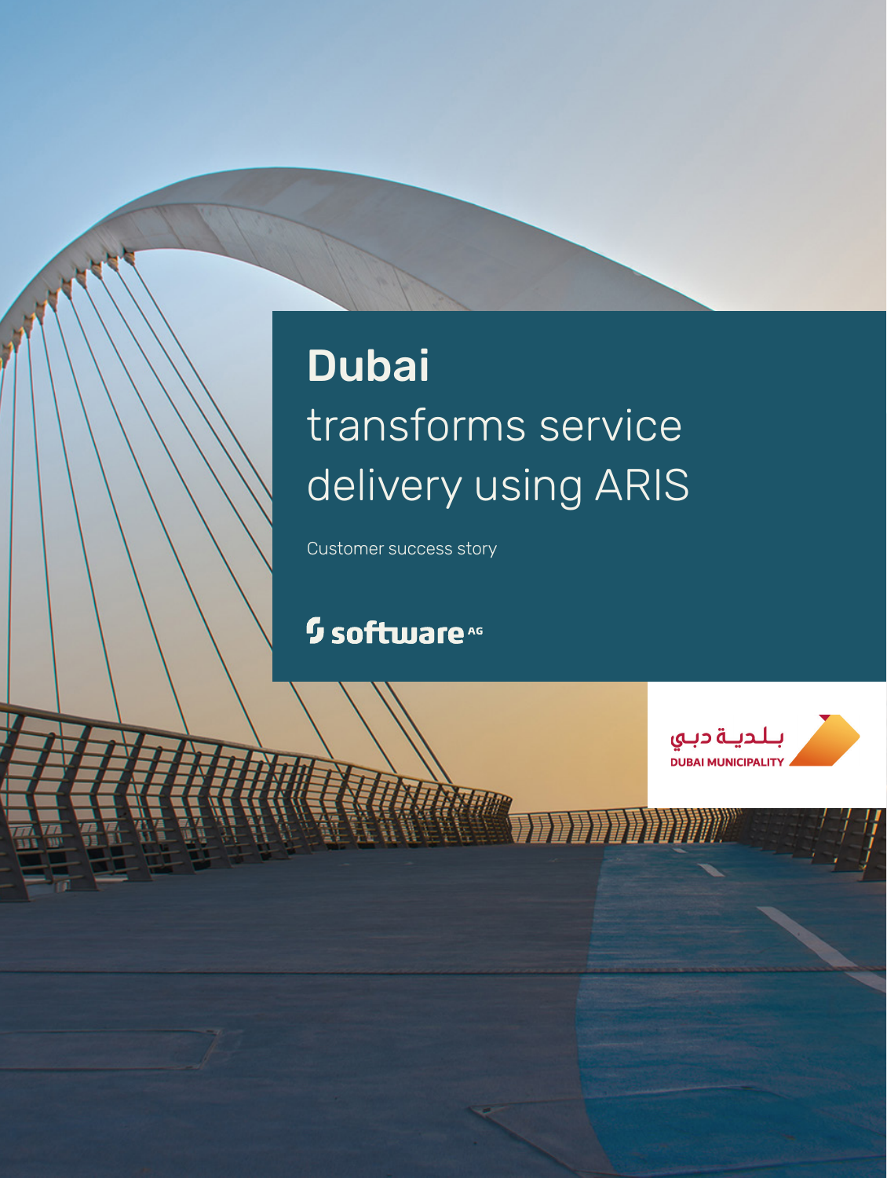# Dubai transforms service delivery using ARIS

Customer success story

software AG

بلدية دبي
DUBAI MUNICIPALITY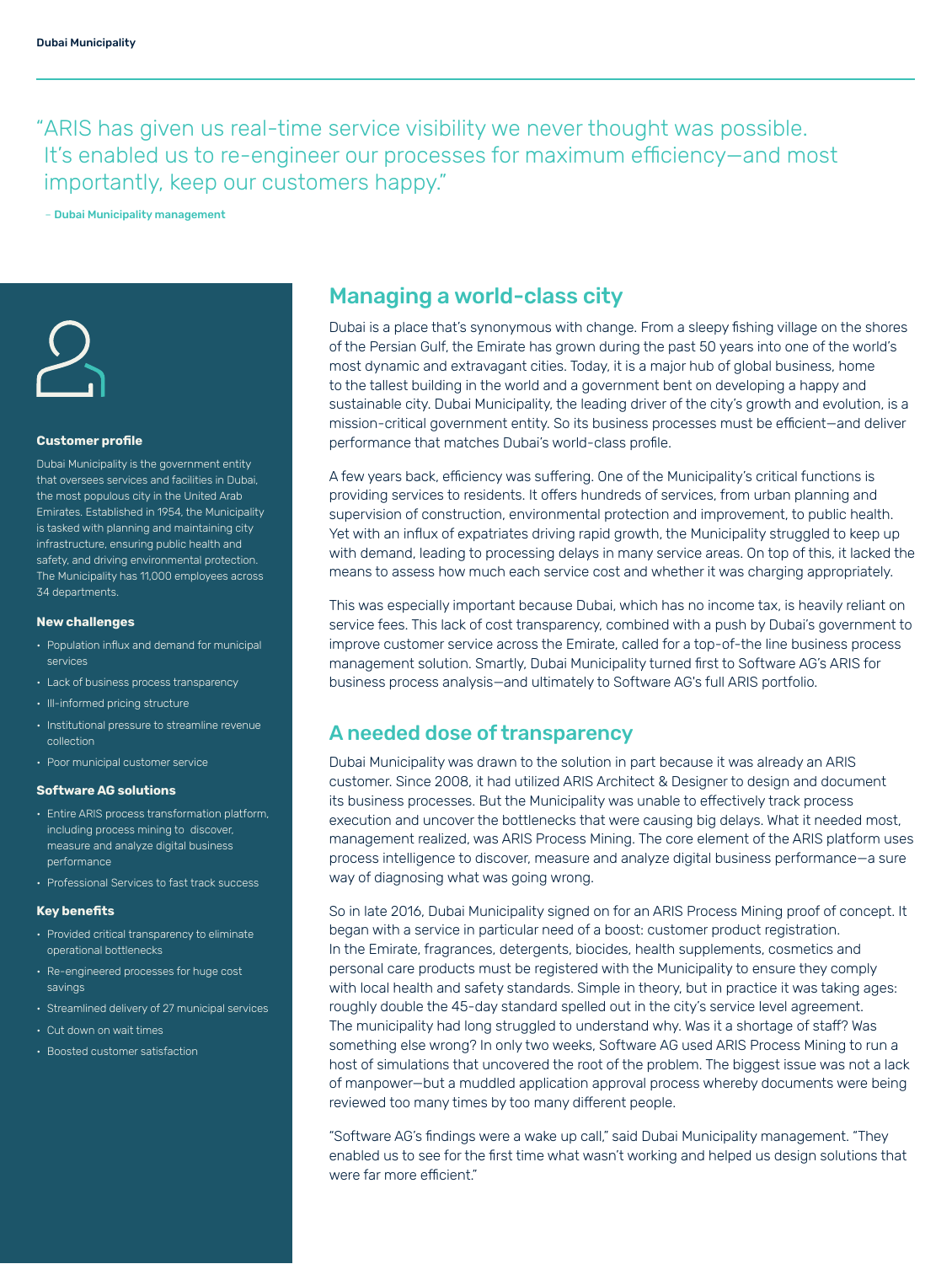"ARIS has given us real-time service visibility we never thought was possible. It's enabled us to re-engineer our processes for maximum efficiency—and most importantly, keep our customers happy."

– Dubai Municipality management

## Managing a world-class city

Dubai is a place that's synonymous with change. From a sleepy fishing village on the shores of the Persian Gulf, the Emirate has grown during the past 50 years into one of the world's most dynamic and extravagant cities. Today, it is a major hub of global business, home to the tallest building in the world and a government bent on developing a happy and sustainable city. Dubai Municipality, the leading driver of the city's growth and evolution, is a mission-critical government entity. So its business processes must be efficient—and deliver performance that matches Dubai's world-class profile.

A few years back, efficiency was suffering. One of the Municipality's critical functions is providing services to residents. It offers hundreds of services, from urban planning and supervision of construction, environmental protection and improvement, to public health. Yet with an influx of expatriates driving rapid growth, the Municipality struggled to keep up with demand, leading to processing delays in many service areas. On top of this, it lacked the means to assess how much each service cost and whether it was charging appropriately.

This was especially important because Dubai, which has no income tax, is heavily reliant on service fees. This lack of cost transparency, combined with a push by Dubai's government to improve customer service across the Emirate, called for a top-of-the line business process management solution. Smartly, Dubai Municipality turned first to Software AG's ARIS for business process analysis—and ultimately to Software AG's full ARIS portfolio.

## A needed dose of transparency

Dubai Municipality was drawn to the solution in part because it was already an ARIS customer. Since 2008, it had utilized ARIS Architect & Designer to design and document its business processes. But the Municipality was unable to effectively track process execution and uncover the bottlenecks that were causing big delays. What it needed most, management realized, was ARIS Process Mining. The core element of the ARIS platform uses process intelligence to discover, measure and analyze digital business performance—a sure way of diagnosing what was going wrong.

So in late 2016, Dubai Municipality signed on for an ARIS Process Mining proof of concept. It began with a service in particular need of a boost: customer product registration. In the Emirate, fragrances, detergents, biocides, health supplements, cosmetics and personal care products must be registered with the Municipality to ensure they comply with local health and safety standards. Simple in theory, but in practice it was taking ages: roughly double the 45-day standard spelled out in the city's service level agreement. The municipality had long struggled to understand why. Was it a shortage of staff? Was something else wrong? In only two weeks, Software AG used ARIS Process Mining to run a host of simulations that uncovered the root of the problem. The biggest issue was not a lack of manpower—but a muddled application approval process whereby documents were being reviewed too many times by too many different people.

"Software AG's findings were a wake up call," said Dubai Municipality management. "They enabled us to see for the first time what wasn't working and helped us design solutions that were far more efficient."

### Customer profile

Dubai Municipality is the government entity that oversees services and facilities in Dubai, the most populous city in the United Arab Emirates. Established in 1954, the Municipality is tasked with planning and maintaining city infrastructure, ensuring public health and safety, and driving environmental protection. The Municipality has 11,000 employees across 34 departments.

### New challenges

- Population influx and demand for municipal services
- Lack of business process transparency
- Ill-informed pricing structure
- Institutional pressure to streamline revenue collection
- Poor municipal customer service

### Software AG solutions

- Entire ARIS process transformation platform, including process mining to discover, measure and analyze digital business performance
- Professional Services to fast track success

### Key benefits

- Provided critical transparency to eliminate operational bottlenecks
- Re-engineered processes for huge cost savings
- Streamlined delivery of 27 municipal services
- Cut down on wait times
- Boosted customer satisfaction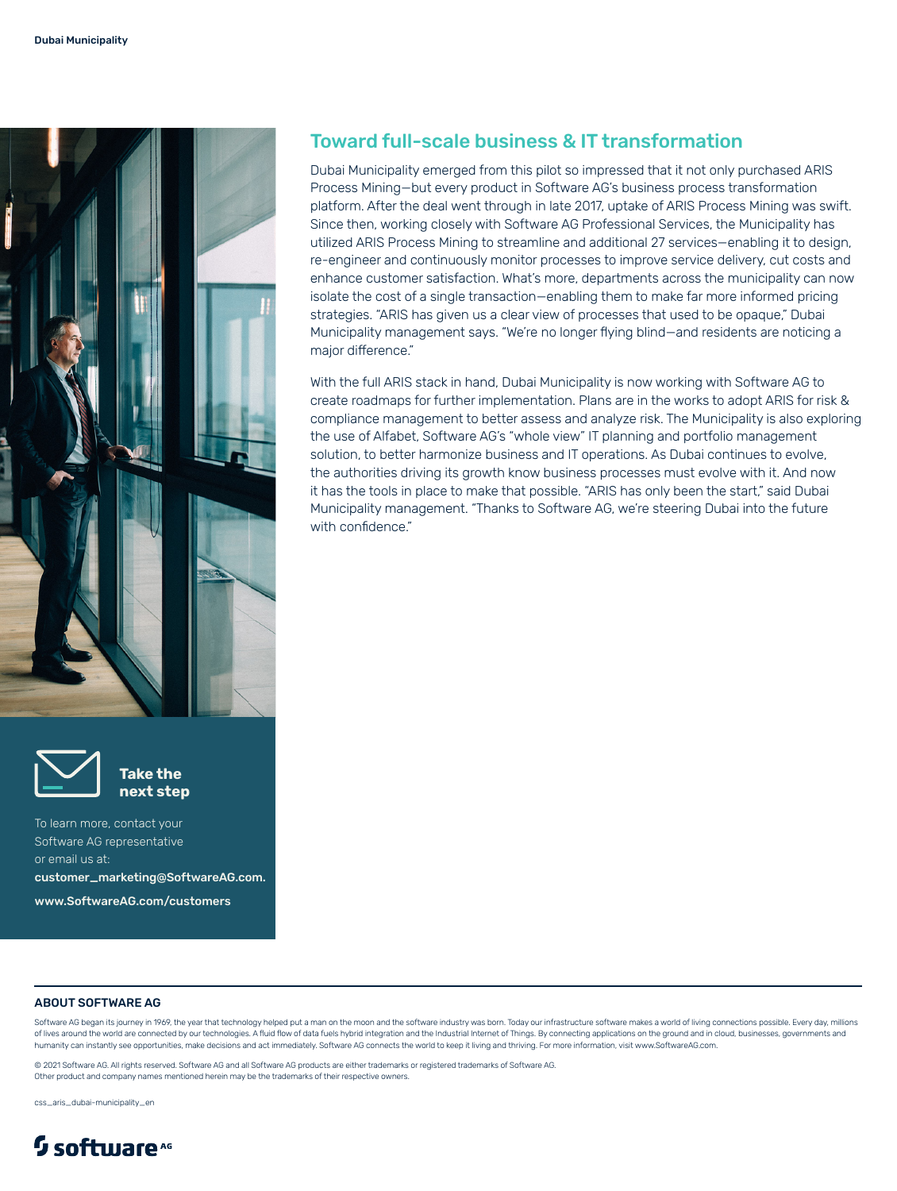## Toward full-scale business & IT transformation

Dubai Municipality emerged from this pilot so impressed that it not only purchased ARIS Process Mining—but every product in Software AG's business process transformation platform. After the deal went through in late 2017, uptake of ARIS Process Mining was swift. Since then, working closely with Software AG Professional Services, the Municipality has utilized ARIS Process Mining to streamline and additional 27 services—enabling it to design, re-engineer and continuously monitor processes to improve service delivery, cut costs and enhance customer satisfaction. What's more, departments across the municipality can now isolate the cost of a single transaction—enabling them to make far more informed pricing strategies. "ARIS has given us a clear view of processes that used to be opaque," Dubai Municipality management says. "We're no longer flying blind—and residents are noticing a major difference."

With the full ARIS stack in hand, Dubai Municipality is now working with Software AG to create roadmaps for further implementation. Plans are in the works to adopt ARIS for risk & compliance management to better assess and analyze risk. The Municipality is also exploring the use of Alfabet, Software AG's "whole view" IT planning and portfolio management solution, to better harmonize business and IT operations. As Dubai continues to evolve, the authorities driving its growth know business processes must evolve with it. And now it has the tools in place to make that possible. "ARIS has only been the start," said Dubai Municipality management. "Thanks to Software AG, we're steering Dubai into the future with confidence."

### Take the next step

To learn more, contact your Software AG representative or email us at:

**customer_marketing@SoftwareAG.com.**

**www.SoftwareAG.com/customers**

### ABOUT SOFTWARE AG

Software AG began its journey in 1969, the year that technology helped put a man on the moon and the software industry was born. Today our infrastructure software makes a world of living connections possible. Every day, millions of lives around the world are connected by our technologies. A fluid flow of data fuels hybrid integration and the Industrial Internet of Things. By connecting applications on the ground and in cloud, businesses, governments and humanity can instantly see opportunities, make decisions and act immediately. Software AG connects the world to keep it living and thriving. For more information, visit www.SoftwareAG.com.

© 2021 Software AG. All rights reserved. Software AG and all Software AG products are either trademarks or registered trademarks of Software AG. Other product and company names mentioned herein may be the trademarks of their respective owners.

css_aris_dubai-municipality_en

software AG